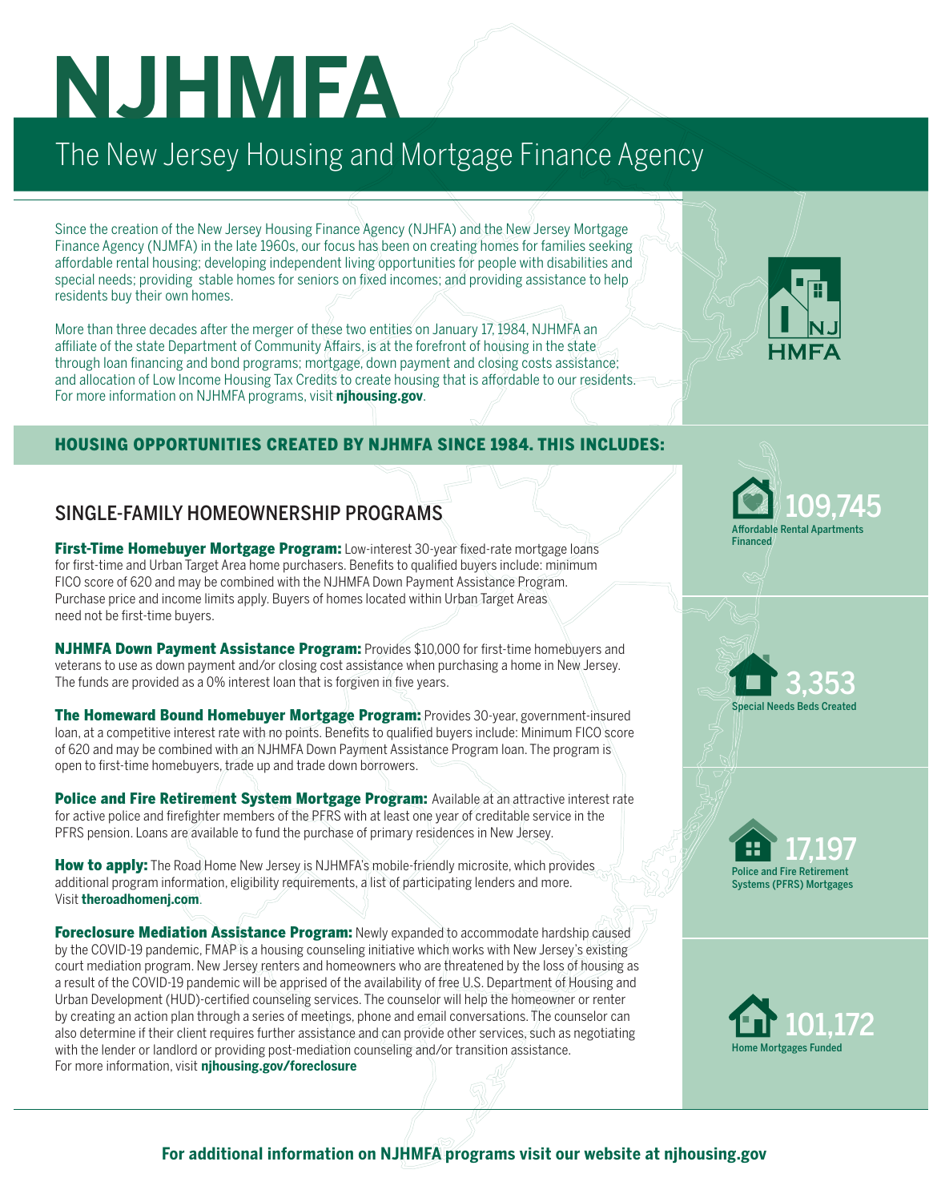# NJHMFA

## The New Jersey Housing and Mortgage Finance Agency

Since the creation of the New Jersey Housing Finance Agency (NJHFA) and the New Jersey Mortgage Finance Agency (NJMFA) in the late 1960s, our focus has been on creating homes for families seeking affordable rental housing; developing independent living opportunities for people with disabilities and special needs; providing stable homes for seniors on fixed incomes; and providing assistance to help residents buy their own homes.

More than three decades after the merger of these two entities on January 17, 1984, NJHMFA an affiliate of the state Department of Community Affairs, is at the forefront of housing in the state through loan financing and bond programs; mortgage, down payment and closing costs assistance; and allocation of Low Income Housing Tax Credits to create housing that is affordable to our residents. For more information on NJHMFA programs, visit **njhousing.gov**.

## HOUSING OPPORTUNITIES CREATED BY NJHMFA SINCE 1984. THIS INCLUDES:

- **109,745** Affordable Rental Apartments Financed
- **3,353** Special Needs Beds Created
- **17,197** Police and Fire Retirement Systems (PFRS) Mortgages
- **101,172** Home Mortgages Funded

### SINGLE-FAMILY HOMEOWNERSHIP PROGRAMS

**First-Time Homebuyer Mortgage Program:** Low-interest 30-year fixed-rate mortgage loans for first-time and Urban Target Area home purchasers. Benefits to qualified buyers include: minimum FICO score of 620 and may be combined with the NJHMFA Down Payment Assistance Program. Purchase price and income limits apply. Buyers of homes located within Urban Target Areas need not be first-time buyers.

**NJHMFA Down Payment Assistance Program:** Provides $10,000 for first-time homebuyers and veterans to use as down payment and/or closing cost assistance when purchasing a home in New Jersey. The funds are provided as a 0% interest loan that is forgiven in five years.

**The Homeward Bound Homebuyer Mortgage Program:** Provides 30-year, government-insured loan, at a competitive interest rate with no points. Benefits to qualified buyers include: Minimum FICO score of 620 and may be combined with an NJHMFA Down Payment Assistance Program loan. The program is open to first-time homebuyers, trade up and trade down borrowers.

**Police and Fire Retirement System Mortgage Program:** Available at an attractive interest rate for active police and firefighter members of the PFRS with at least one year of creditable service in the PFRS pension. Loans are available to fund the purchase of primary residences in New Jersey.

**How to apply:** The Road Home New Jersey is NJHMFA's mobile-friendly microsite, which provides additional program information, eligibility requirements, a list of participating lenders and more. Visit **theroadhomenj.com**.

**Foreclosure Mediation Assistance Program:** Newly expanded to accommodate hardship caused by the COVID-19 pandemic, FMAP is a housing counseling initiative which works with New Jersey's existing court mediation program. New Jersey renters and homeowners who are threatened by the loss of housing as a result of the COVID-19 pandemic will be apprised of the availability of free U.S. Department of Housing and Urban Development (HUD)-certified counseling services. The counselor will help the homeowner or renter by creating an action plan through a series of meetings, phone and email conversations. The counselor can also determine if their client requires further assistance and can provide other services, such as negotiating with the lender or landlord or providing post-mediation counseling and/or transition assistance. For more information, visit **njhousing.gov/foreclosure**

**For additional information on NJHMFA programs visit our website at njhousing.gov**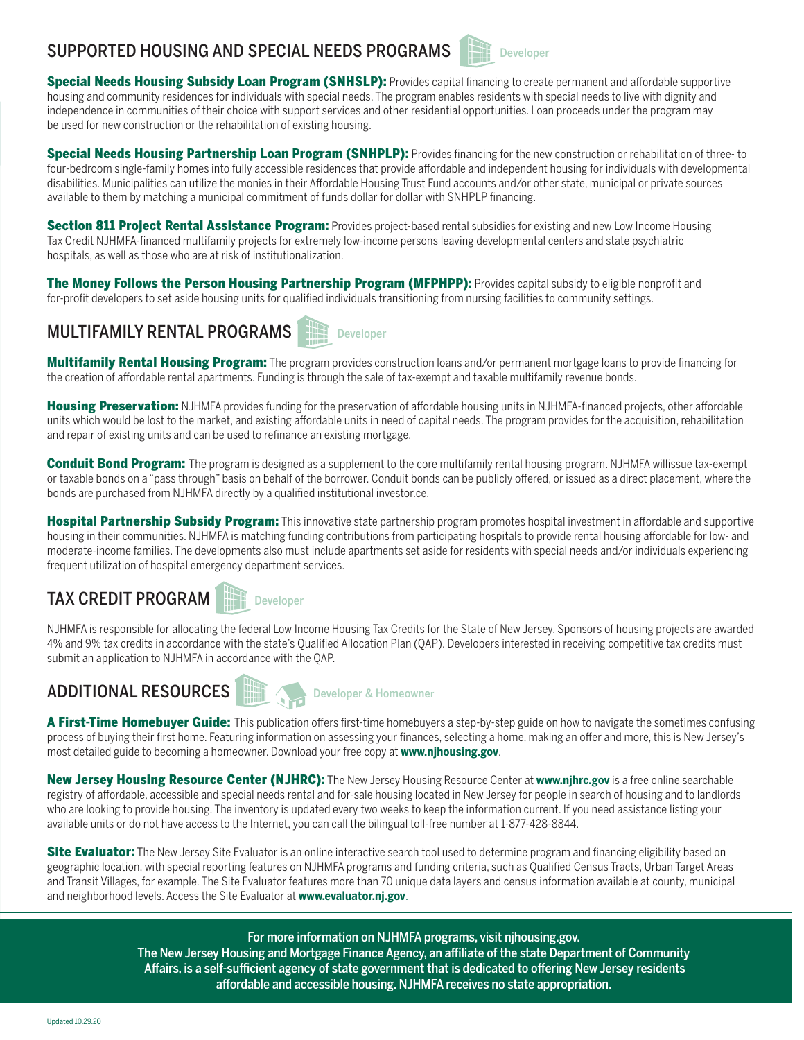## SUPPORTED HOUSING AND SPECIAL NEEDS PROGRAMS

Developer

**Special Needs Housing Subsidy Loan Program (SNHSLP):** Provides capital financing to create permanent and affordable supportive housing and community residences for individuals with special needs. The program enables residents with special needs to live with dignity and independence in communities of their choice with support services and other residential opportunities. Loan proceeds under the program may be used for new construction or the rehabilitation of existing housing.

**Special Needs Housing Partnership Loan Program (SNHPLP):** Provides financing for the new construction or rehabilitation of three- to four-bedroom single-family homes into fully accessible residences that provide affordable and independent housing for individuals with developmental disabilities. Municipalities can utilize the monies in their Affordable Housing Trust Fund accounts and/or other state, municipal or private sources available to them by matching a municipal commitment of funds dollar for dollar with SNHPLP financing.

**Section 811 Project Rental Assistance Program:** Provides project-based rental subsidies for existing and new Low Income Housing Tax Credit NJHMFA-financed multifamily projects for extremely low-income persons leaving developmental centers and state psychiatric hospitals, as well as those who are at risk of institutionalization.

**The Money Follows the Person Housing Partnership Program (MFPHPP):** Provides capital subsidy to eligible nonprofit and for-profit developers to set aside housing units for qualified individuals transitioning from nursing facilities to community settings.

## MULTIFAMILY RENTAL PROGRAMS

Developer

**Multifamily Rental Housing Program:** The program provides construction loans and/or permanent mortgage loans to provide financing for the creation of affordable rental apartments. Funding is through the sale of tax-exempt and taxable multifamily revenue bonds.

**Housing Preservation:** NJHMFA provides funding for the preservation of affordable housing units in NJHMFA-financed projects, other affordable units which would be lost to the market, and existing affordable units in need of capital needs. The program provides for the acquisition, rehabilitation and repair of existing units and can be used to refinance an existing mortgage.

**Conduit Bond Program:** The program is designed as a supplement to the core multifamily rental housing program. NJHMFA willissue tax-exempt or taxable bonds on a "pass through" basis on behalf of the borrower. Conduit bonds can be publicly offered, or issued as a direct placement, where the bonds are purchased from NJHMFA directly by a qualified institutional investor.ce.

**Hospital Partnership Subsidy Program:** This innovative state partnership program promotes hospital investment in affordable and supportive housing in their communities. NJHMFA is matching funding contributions from participating hospitals to provide rental housing affordable for low- and moderate-income families. The developments also must include apartments set aside for residents with special needs and/or individuals experiencing frequent utilization of hospital emergency department services.

## TAX CREDIT PROGRAM

Developer

NJHMFA is responsible for allocating the federal Low Income Housing Tax Credits for the State of New Jersey. Sponsors of housing projects are awarded 4% and 9% tax credits in accordance with the state's Qualified Allocation Plan (QAP). Developers interested in receiving competitive tax credits must submit an application to NJHMFA in accordance with the QAP.

## ADDITIONAL RESOURCES

Developer & Homeowner

**A First-Time Homebuyer Guide:** This publication offers first-time homebuyers a step-by-step guide on how to navigate the sometimes confusing process of buying their first home. Featuring information on assessing your finances, selecting a home, making an offer and more, this is New Jersey's most detailed guide to becoming a homeowner. Download your free copy at **www.njhousing.gov**.

**New Jersey Housing Resource Center (NJHRC):** The New Jersey Housing Resource Center at **www.njhrc.gov** is a free online searchable registry of affordable, accessible and special needs rental and for-sale housing located in New Jersey for people in search of housing and to landlords who are looking to provide housing. The inventory is updated every two weeks to keep the information current. If you need assistance listing your available units or do not have access to the Internet, you can call the bilingual toll-free number at 1-877-428-8844.

**Site Evaluator:** The New Jersey Site Evaluator is an online interactive search tool used to determine program and financing eligibility based on geographic location, with special reporting features on NJHMFA programs and funding criteria, such as Qualified Census Tracts, Urban Target Areas and Transit Villages, for example. The Site Evaluator features more than 70 unique data layers and census information available at county, municipal and neighborhood levels. Access the Site Evaluator at **www.evaluator.nj.gov**.

**For more information on NJHMFA programs, visit njhousing.gov.**
**The New Jersey Housing and Mortgage Finance Agency, an affiliate of the state Department of Community Affairs, is a self-sufficient agency of state government that is dedicated to offering New Jersey residents affordable and accessible housing. NJHMFA receives no state appropriation.**

Updated 10.29.20